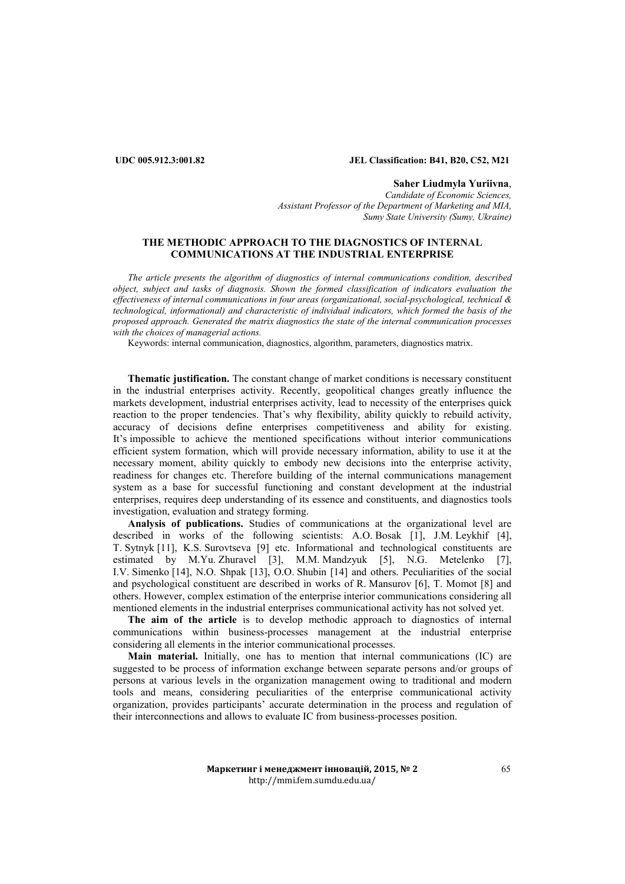**UDC 005.912.3:001.82** **JEL Classification: B41, B20, C52, M21**

**Saher Liudmyla Yuriivna**,
*Candidate of Economic Sciences,*
*Assistant Professor of the Department of Marketing and MIA,*
*Sumy State University (Sumy, Ukraine)*

# THE METHODIC APPROACH TO THE DIAGNOSTICS OF INTERNAL COMMUNICATIONS AT THE INDUSTRIAL ENTERPRISE

*The article presents the algorithm of diagnostics of internal communications condition, described object, subject and tasks of diagnosis. Shown the formed classification of indicators evaluation the effectiveness of internal communications in four areas (organizational, social-psychological, technical & technological, informational) and characteristic of individual indicators, which formed the basis of the proposed approach. Generated the matrix diagnostics the state of the internal communication processes with the choices of managerial actions.*

Keywords: internal communication, diagnostics, algorithm, parameters, diagnostics matrix.

**Thematic justification.** The constant change of market conditions is necessary constituent in the industrial enterprises activity. Recently, geopolitical changes greatly influence the markets development, industrial enterprises activity, lead to necessity of the enterprises quick reaction to the proper tendencies. That's why flexibility, ability quickly to rebuild activity, accuracy of decisions define enterprises competitiveness and ability for existing. It's impossible to achieve the mentioned specifications without interior communications efficient system formation, which will provide necessary information, ability to use it at the necessary moment, ability quickly to embody new decisions into the enterprise activity, readiness for changes etc. Therefore building of the internal communications management system as a base for successful functioning and constant development at the industrial enterprises, requires deep understanding of its essence and constituents, and diagnostics tools investigation, evaluation and strategy forming.

**Analysis of publications.** Studies of communications at the organizational level are described in works of the following scientists: A.O. Bosak [1], J.M. Leykhif [4], T. Sytnyk [11], K.S. Surovtseva [9] etc. Informational and technological constituents are estimated by M.Yu. Zhuravel [3], M.M. Mandzyuk [5], N.G. Metelenko [7], I.V. Simenko [14], N.O. Shpak [13], O.O. Shubin [14] and others. Peculiarities of the social and psychological constituent are described in works of R. Mansurov [6], T. Momot [8] and others. However, complex estimation of the enterprise interior communications considering all mentioned elements in the industrial enterprises communicational activity has not solved yet.

**The aim of the article** is to develop methodic approach to diagnostics of internal communications within business-processes management at the industrial enterprise considering all elements in the interior communicational processes.

**Main material.** Initially, one has to mention that internal communications (IC) are suggested to be process of information exchange between separate persons and/or groups of persons at various levels in the organization management owing to traditional and modern tools and means, considering peculiarities of the enterprise communicational activity organization, provides participants' accurate determination in the process and regulation of their interconnections and allows to evaluate IC from business-processes position.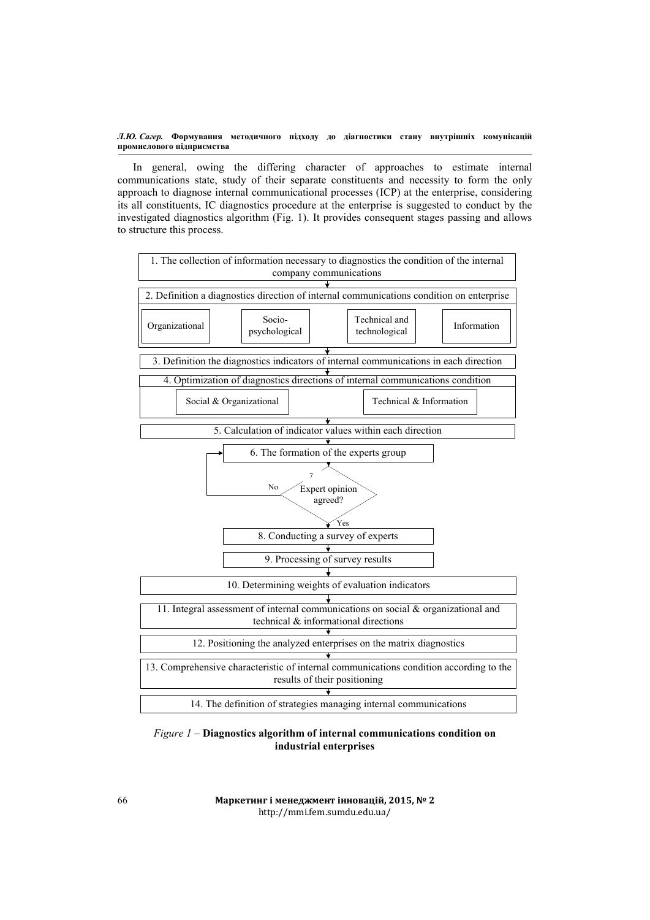In general, owing the differing character of approaches to estimate internal communications state, study of their separate constituents and necessity to form the only approach to diagnose internal communicational processes (ICP) at the enterprise, considering its all constituents, IC diagnostics procedure at the enterprise is suggested to conduct by the investigated diagnostics algorithm (Fig. 1). It provides consequent stages passing and allows to structure this process.

1. The collection of information necessary to diagnostics the condition of the internal company communications
2. Definition a diagnostics direction of internal communications condition on enterprise
   - Organizational
   - Socio-psychological
   - Technical and technological
   - Information
3. Definition the diagnostics indicators of internal communications in each direction
4. Optimization of diagnostics directions of internal communications condition
   - Social & Organizational
   - Technical & Information
5. Calculation of indicator values within each direction
6. The formation of the experts group
7. Expert opinion agreed? (No – return to 6; Yes – go to 8)
8. Conducting a survey of experts
9. Processing of survey results
10. Determining weights of evaluation indicators
11. Integral assessment of internal communications on social & organizational and technical & informational directions
12. Positioning the analyzed enterprises on the matrix diagnostics
13. Comprehensive characteristic of internal communications condition according to the results of their positioning
14. The definition of strategies managing internal communications

*Figure 1* – **Diagnostics algorithm of internal communications condition on industrial enterprises**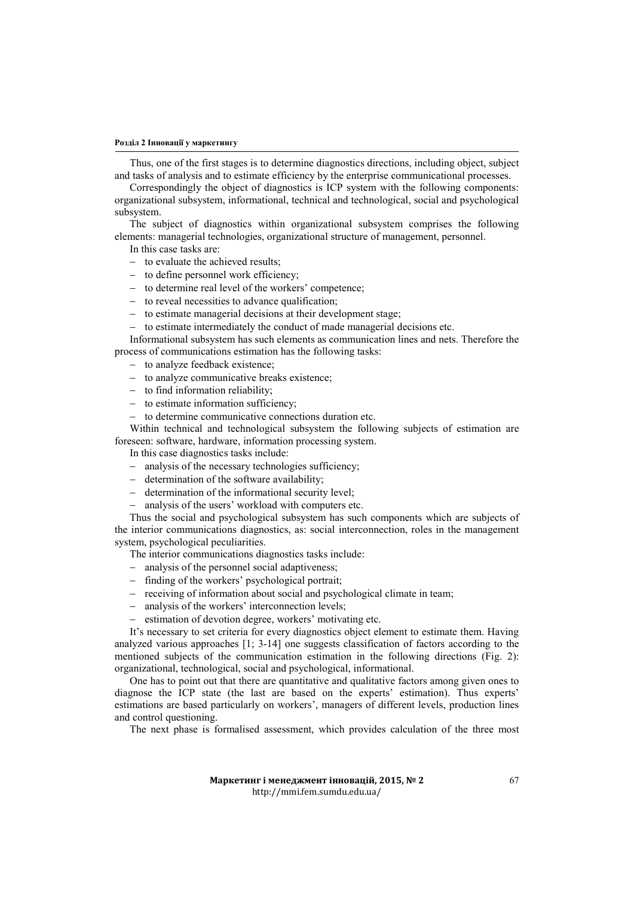Thus, one of the first stages is to determine diagnostics directions, including object, subject and tasks of analysis and to estimate efficiency by the enterprise communicational processes.

Correspondingly the object of diagnostics is ICP system with the following components: organizational subsystem, informational, technical and technological, social and psychological subsystem.

The subject of diagnostics within organizational subsystem comprises the following elements: managerial technologies, organizational structure of management, personnel.

In this case tasks are:

– to evaluate the achieved results;
– to define personnel work efficiency;
– to determine real level of the workers' competence;
– to reveal necessities to advance qualification;
– to estimate managerial decisions at their development stage;
– to estimate intermediately the conduct of made managerial decisions etc.

Informational subsystem has such elements as communication lines and nets. Therefore the process of communications estimation has the following tasks:

– to analyze feedback existence;
– to analyze communicative breaks existence;
– to find information reliability;
– to estimate information sufficiency;
– to determine communicative connections duration etc.

Within technical and technological subsystem the following subjects of estimation are foreseen: software, hardware, information processing system.

In this case diagnostics tasks include:

– analysis of the necessary technologies sufficiency;
– determination of the software availability;
– determination of the informational security level;
– analysis of the users' workload with computers etc.

Thus the social and psychological subsystem has such components which are subjects of the interior communications diagnostics, as: social interconnection, roles in the management system, psychological peculiarities.

The interior communications diagnostics tasks include:

– analysis of the personnel social adaptiveness;
– finding of the workers' psychological portrait;
– receiving of information about social and psychological climate in team;
– analysis of the workers' interconnection levels;
– estimation of devotion degree, workers' motivating etc.

It's necessary to set criteria for every diagnostics object element to estimate them. Having analyzed various approaches [1; 3-14] one suggests classification of factors according to the mentioned subjects of the communication estimation in the following directions (Fig. 2): organizational, technological, social and psychological, informational.

One has to point out that there are quantitative and qualitative factors among given ones to diagnose the ICP state (the last are based on the experts' estimation). Thus experts' estimations are based particularly on workers', managers of different levels, production lines and control questioning.

The next phase is formalised assessment, which provides calculation of the three most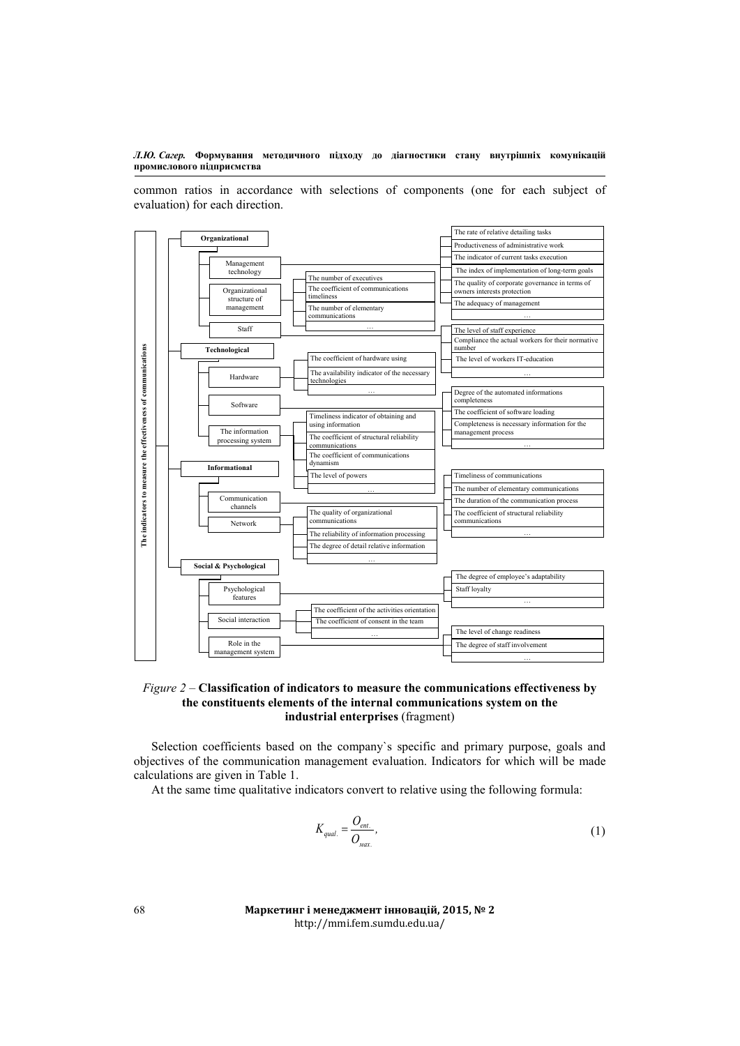common ratios in accordance with selections of components (one for each subject of evaluation) for each direction.

**The indicators to measure the effectiveness of communications**

- **Organizational**
  - Management technology
    - The rate of relative detailing tasks
    - Productiveness of administrative work
    - The indicator of current tasks execution
    - The index of implementation of long-term goals
    - The quality of corporate governance in terms of owners interests protection
    - The adequacy of management
    - …
  - Organizational structure of management
    - The number of executives
    - The coefficient of communications timeliness
    - The number of elementary communications
    - …
  - Staff
    - The level of staff experience
    - Compliance the actual workers for their normative number
    - The level of workers IT-education
    - …
- **Technological**
  - Hardware
    - The coefficient of hardware using
    - The availability indicator of the necessary technologies
    - …
  - Software
    - Degree of the automated informations completeness
    - The coefficient of software loading
    - Completeness is necessary information for the management process
    - …
  - The information processing system
    - Timeliness indicator of obtaining and using information
    - The coefficient of structural reliability communications
    - The coefficient of communications dynamism
    - The level of powers
    - …
- **Informational**
  - Communication channels
    - Timeliness of communications
    - The number of elementary communications
    - The duration of the communication process
    - The coefficient of structural reliability communications
    - …
  - Network
    - The quality of organizational communications
    - The reliability of information processing
    - The degree of detail relative information
    - …
- **Social & Psychological**
  - Psychological features
    - The degree of employee's adaptability
    - Staff loyalty
    - …
  - Social interaction
    - The coefficient of the activities orientation
    - The coefficient of consent in the team
    - …
  - Role in the management system
    - The level of change readiness
    - The degree of staff involvement
    - …

*Figure 2* – **Classification of indicators to measure the communications effectiveness by the constituents elements of the internal communications system on the industrial enterprises** (fragment)

Selection coefficients based on the company`s specific and primary purpose, goals and objectives of the communication management evaluation. Indicators for which will be made calculations are given in Table 1.

At the same time qualitative indicators convert to relative using the following formula:

$$K_{qual.} = \frac{O_{ent.}}{O_{max.}}, \tag{1}$$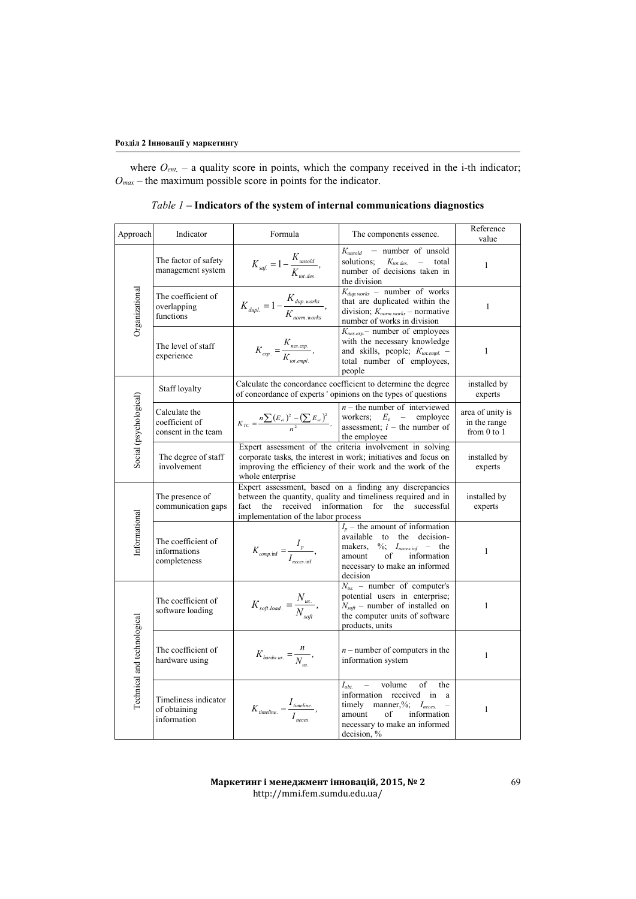where $O_{ent.}$ – a quality score in points, which the company received in the i-th indicator; $O_{max}$ – the maximum possible score in points for the indicator.

*Table 1* – **Indicators of the system of internal communications diagnostics**

| Approach | Indicator | Formula | The components essence. | Reference value |
|---|---|---|---|---|
| Organizational | The factor of safety management system | $K_{saf.} = 1 - \frac{K_{unsold}}{K_{tot.des.}}$, | $K_{unsold}$ – number of unsold solutions; $K_{tot.des.}$ – total number of decisions taken in the division | 1 |
| | The coefficient of overlapping functions | $K_{dupl.} = 1 - \frac{K_{dup.works}}{K_{norm.works}}$, | $K_{dup.works}$ – number of works that are duplicated within the division; $K_{norm.works}$ – normative number of works in division | 1 |
| | The level of staff experience | $K_{exp.} = \frac{K_{nes.exp.}}{K_{tot.empl.}}$, | $K_{nes.exp.}$ – number of employees with the necessary knowledge and skills, people; $K_{tot.empl.}$ – total number of employees, people | 1 |
| Social (psychological) | Staff loyalty | Calculate the concordance coefficient to determine the degree of concordance of experts ' opinions on the types of questions | | installed by experts |
| | Calculate the coefficient of consent in the team | $K_{TC} = \frac{n\sum(E_{ei})^2 - (\sum E_{ei})^2}{n^2}$. | $n$ – the number of interviewed workers; $E_e$ – employee assessment; $i$ – the number of the employee | area of unity is in the range from 0 to 1 |
| | The degree of staff involvement | Expert assessment of the criteria involvement in solving corporate tasks, the interest in work; initiatives and focus on improving the efficiency of their work and the work of the whole enterprise | | installed by experts |
| Informational | The presence of communication gaps | Expert assessment, based on a finding any discrepancies between the quantity, quality and timeliness required and in fact the received information for the successful implementation of the labor process | | installed by experts |
| | The coefficient of informations completeness | $K_{comp.\inf} = \frac{I_p}{I_{neces.\inf}}$, | $I_p$ – the amount of information available to the decision-makers, %; $I_{neces.inf}$ – the amount of information necessary to make an informed decision | 1 |
| Technical and technological | The coefficient of software loading | $K_{soft.load.} = \frac{N_{us.}}{N_{soft}}$, | $N_{us.}$ – number of computer's potential users in enterprise; $N_{soft}$ – number of installed on the computer units of software products, units | 1 |
| | The coefficient of hardware using | $K_{hardw.us.} = \frac{n}{N_{us.}}$, | $n$ – number of computers in the information system | 1 |
| | Timeliness indicator of obtaining information | $K_{timeline.} = \frac{I_{timeline.}}{I_{neces.}}$, | $I_{obt.}$ – volume of the information received in a timely manner,%; $I_{neces.}$ – amount of information necessary to make an informed decision, % | 1 |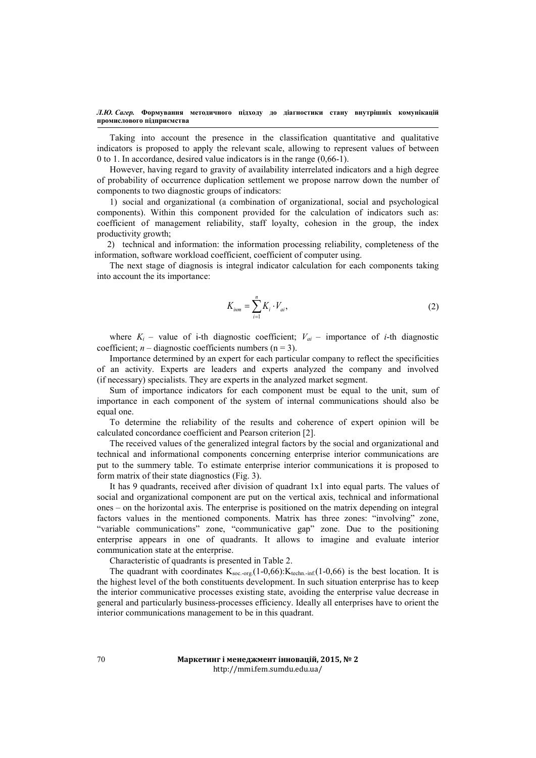Taking into account the presence in the classification quantitative and qualitative indicators is proposed to apply the relevant scale, allowing to represent values of between 0 to 1. In accordance, desired value indicators is in the range (0,66-1).

However, having regard to gravity of availability interrelated indicators and a high degree of probability of occurrence duplication settlement we propose narrow down the number of components to two diagnostic groups of indicators:

1) social and organizational (a combination of organizational, social and psychological components). Within this component provided for the calculation of indicators such as: coefficient of management reliability, staff loyalty, cohesion in the group, the index productivity growth;

2) technical and information: the information processing reliability, completeness of the information, software workload coefficient, coefficient of computer using.

The next stage of diagnosis is integral indicator calculation for each components taking into account the its importance:

$$K_{inm} = \sum_{i=1}^{n} K_i \cdot V_{ai}, \tag{2}$$

where $K_i$ – value of i-th diagnostic coefficient; $V_{ai}$ – importance of *i*-th diagnostic coefficient; $n$ – diagnostic coefficients numbers ($n = 3$).

Importance determined by an expert for each particular company to reflect the specificities of an activity. Experts are leaders and experts analyzed the company and involved (if necessary) specialists. They are experts in the analyzed market segment.

Sum of importance indicators for each component must be equal to the unit, sum of importance in each component of the system of internal communications should also be equal one.

To determine the reliability of the results and coherence of expert opinion will be calculated concordance coefficient and Pearson criterion [2].

The received values of the generalized integral factors by the social and organizational and technical and informational components concerning enterprise interior communications are put to the summery table. To estimate enterprise interior communications it is proposed to form matrix of their state diagnostics (Fig. 3).

It has 9 quadrants, received after division of quadrant 1x1 into equal parts. The values of social and organizational component are put on the vertical axis, technical and informational ones – on the horizontal axis. The enterprise is positioned on the matrix depending on integral factors values in the mentioned components. Matrix has three zones: "involving" zone, "variable communications" zone, "communicative gap" zone. Due to the positioning enterprise appears in one of quadrants. It allows to imagine and evaluate interior communication state at the enterprise.

Characteristic of quadrants is presented in Table 2.

The quadrant with coordinates $K_{soc.\text{-}org.}(1\text{-}0{,}66)$:$K_{techn.\text{-}inf.}(1\text{-}0{,}66)$ is the best location. It is the highest level of the both constituents development. In such situation enterprise has to keep the interior communicative processes existing state, avoiding the enterprise value decrease in general and particularly business-processes efficiency. Ideally all enterprises have to orient the interior communications management to be in this quadrant.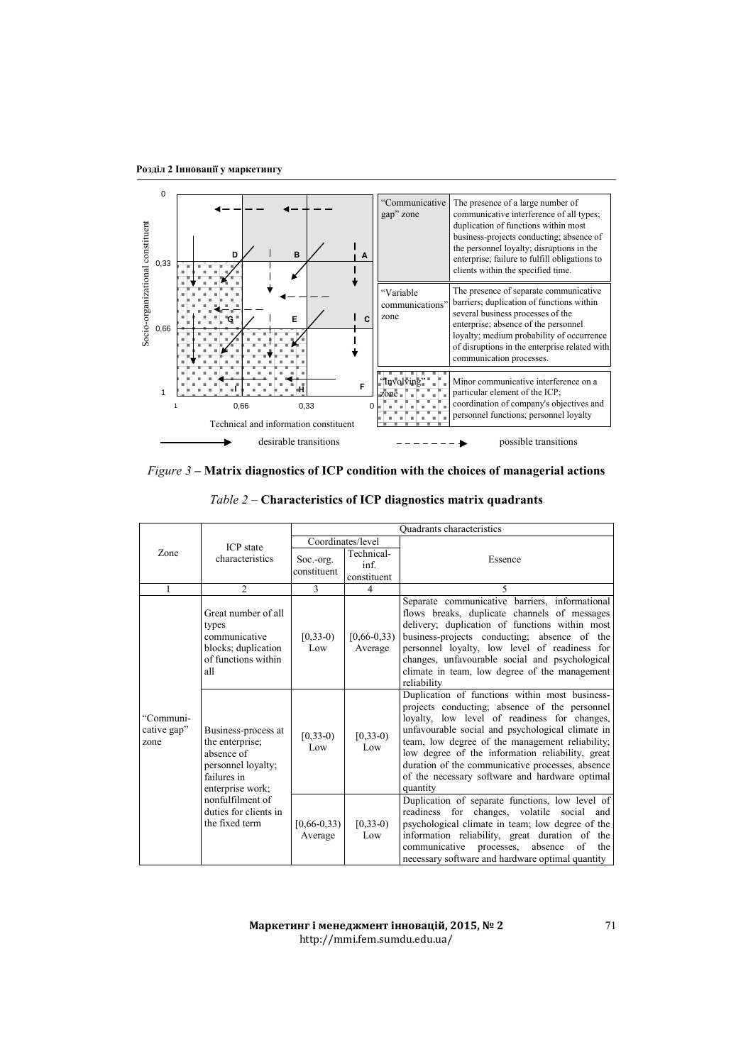| | | | |
|---|---|---|---|
| | | “Communicative gap” zone | The presence of a large number of communicative interference of all types; duplication of functions within most business-projects conducting; absence of the personnel loyalty; disruptions in the enterprise; failure to fulfill obligations to clients within the specified time. |
| | | “Variable communications” zone | The presence of separate communicative barriers; duplication of functions within several business processes of the enterprise; absence of the personnel loyalty; medium probability of occurrence of disruptions in the enterprise related with communication processes. |
| | | “Involving” zone | Minor communicative interference on a particular element of the ICP; coordination of company's objectives and personnel functions; personnel loyalty |

*Figure 3* – **Matrix diagnostics of ICP condition with the choices of managerial actions**

*Table 2* – **Characteristics of ICP diagnostics matrix quadrants**

| Zone | ICP state characteristics | Quadrants characteristics | | |
|---|---|---|---|---|
| | | Coordinates/level | | Essence |
| | | Soc.-org. constituent | Technical-inf. constituent | |
| 1 | 2 | 3 | 4 | 5 |
| “Communicative gap” zone | Great number of all types communicative blocks; duplication of functions within all | [0,33-0) Low | [0,66-0,33) Average | Separate communicative barriers, informational flows breaks, duplicate channels of messages delivery; duplication of functions within most business-projects conducting; absence of the personnel loyalty, low level of readiness for changes, unfavourable social and psychological climate in team, low degree of the management reliability |
| | Business-process at the enterprise; absence of personnel loyalty; failures in enterprise work; nonfulfilment of duties for clients in the fixed term | [0,33-0) Low | [0,33-0) Low | Duplication of functions within most business-projects conducting; absence of the personnel loyalty, low level of readiness for changes, unfavourable social and psychological climate in team, low degree of the management reliability; low degree of the information reliability, great duration of the communicative processes, absence of the necessary software and hardware optimal quantity |
| | | [0,66-0,33) Average | [0,33-0) Low | Duplication of separate functions, low level of readiness for changes, volatile social and psychological climate in team; low degree of the information reliability, great duration of the communicative processes, absence of the necessary software and hardware optimal quantity |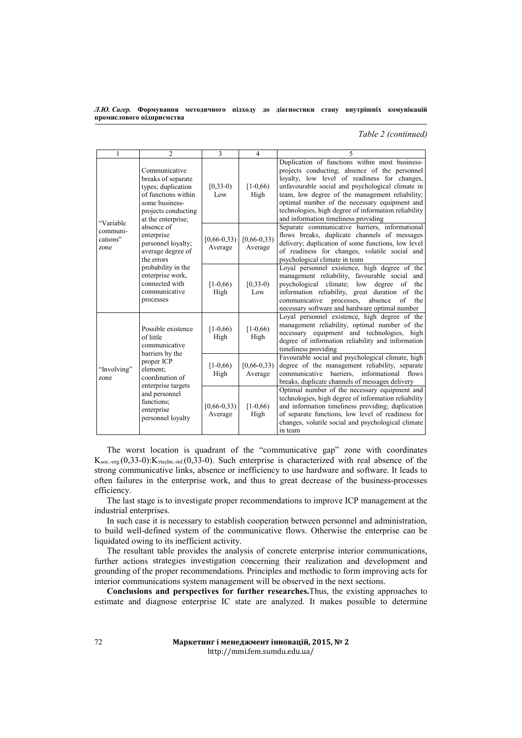*Table 2 (continued)*

| 1 | 2 | 3 | 4 | 5 |
|---|---|---|---|---|
| "Variable communi-cations" zone | Communicative breaks of separate types; duplication of functions within some business-projects conducting at the enterprise; absence of enterprise personnel loyalty; average degree of the errors probability in the enterprise work, connected with communicative processes | [0,33-0) Low | [1-0,66) High | Duplication of functions within most business-projects conducting; absence of the personnel loyalty, low level of readiness for changes, unfavourable social and psychological climate in team, low degree of the management reliability; optimal number of the necessary equipment and technologies, high degree of information reliability and information timeliness providing |
| | | [0,66-0,33) Average | [0,66-0,33) Average | Separate communicative barriers, informational flows breaks, duplicate channels of messages delivery; duplication of some functions, low level of readiness for changes, volatile social and psychological climate in team |
| | | [1-0,66) High | [0,33-0) Low | Loyal personnel existence, high degree of the management reliability, favourable social and psychological climate; low degree of the information reliability, great duration of the communicative processes, absence of the necessary software and hardware optimal number |
| "Involving" zone | Possible existence of little communicative barriers by the proper ICP element; coordination of enterprise targets and personnel functions; enterprise personnel loyalty | [1-0,66) High | [1-0,66) High | Loyal personnel existence, high degree of the management reliability, optimal number of the necessary equipment and technologies, high degree of information reliability and information timeliness providing |
| | | [1-0,66) High | [0,66-0,33) Average | Favourable social and psychological climate, high degree of the management reliability, separate communicative barriers, informational flows breaks, duplicate channels of messages delivery |
| | | [0,66-0,33) Average | [1-0,66) High | Optimal number of the necessary equipment and technologies, high degree of information reliability and information timeliness providing; duplication of separate functions, low level of readiness for changes, volatile social and psychological climate in team |

The worst location is quadrant of the "communicative gap" zone with coordinates $K_{soc.\text{-}org.}$(0,33-0):$K_{rtechn.\text{-}inf.}$(0,33-0). Such enterprise is characterized with real absence of the strong communicative links, absence or inefficiency to use hardware and software. It leads to often failures in the enterprise work, and thus to great decrease of the business-processes efficiency.

The last stage is to investigate proper recommendations to improve ICP management at the industrial enterprises.

In such case it is necessary to establish cooperation between personnel and administration, to build well-defined system of the communicative flows. Otherwise the enterprise can be liquidated owing to its inefficient activity.

The resultant table provides the analysis of concrete enterprise interior communications, further actions strategies investigation concerning their realization and development and grounding of the proper recommendations. Principles and methodic to form improving acts for interior communications system management will be observed in the next sections.

**Conclusions and perspectives for further researches.**Thus, the existing approaches to estimate and diagnose enterprise IC state are analyzed. It makes possible to determine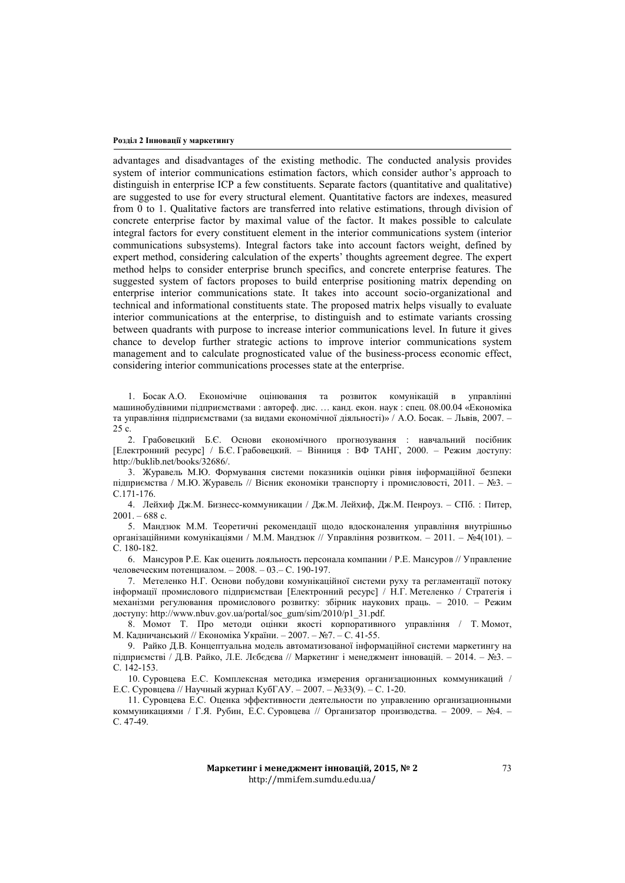advantages and disadvantages of the existing methodic. The conducted analysis provides system of interior communications estimation factors, which consider author's approach to distinguish in enterprise ICP a few constituents. Separate factors (quantitative and qualitative) are suggested to use for every structural element. Quantitative factors are indexes, measured from 0 to 1. Qualitative factors are transferred into relative estimations, through division of concrete enterprise factor by maximal value of the factor. It makes possible to calculate integral factors for every constituent element in the interior communications system (interior communications subsystems). Integral factors take into account factors weight, defined by expert method, considering calculation of the experts' thoughts agreement degree. The expert method helps to consider enterprise brunch specifics, and concrete enterprise features. The suggested system of factors proposes to build enterprise positioning matrix depending on enterprise interior communications state. It takes into account socio-organizational and technical and informational constituents state. The proposed matrix helps visually to evaluate interior communications at the enterprise, to distinguish and to estimate variants crossing between quadrants with purpose to increase interior communications level. In future it gives chance to develop further strategic actions to improve interior communications system management and to calculate prognosticated value of the business-process economic effect, considering interior communications processes state at the enterprise.

1. Босак А.О. Економічне оцінювання та розвиток комунікацій в управлінні машинобудівними підприємствами : автореф. дис. … канд. екон. наук : спец. 08.00.04 «Економіка та управління підприємствами (за видами економічної діяльності)» / А.О. Босак. – Львів, 2007. – 25 с.

2. Грабовецкий Б.Є. Основи економічного прогнозування : навчальний посібник [Електронний ресурс] / Б.Є. Грабовецкий. – Вінниця : ВФ ТАНГ, 2000. – Режим доступу: http://buklib.net/books/32686/.

3. Журавель М.Ю. Формування системи показників оцінки рівня інформаційної безпеки підприємства / М.Ю. Журавель // Вісник економіки транспорту і промисловості, 2011. – №3. – С.171-176.

4. Лейхиф Дж.М. Бизнесс-коммуникации / Дж.М. Лейхиф, Дж.М. Пенроуз. – СПб. : Питер, 2001. – 688 с.

5. Мандзюк М.М. Теоретичні рекомендації щодо вдосконалення управління внутрішньо організаційними комунікаціями / М.М. Мандзюк // Управління розвитком. – 2011. – №4(101). – С. 180-182.

6. Мансуров Р.Е. Как оценить лояльность персонала компании / Р.Е. Мансуров // Управление человеческим потенциалом. – 2008. – 03.– С. 190-197.

7. Метеленко Н.Г. Основи побудови комунікаційної системи руху та регламентації потоку інформації промислового підприємстваи [Електронний ресурс] / Н.Г. Метеленко / Стратегія і механізми регулювання промислового розвитку: збірник наукових праць. – 2010. – Режим доступу: http://www.nbuv.gov.ua/portal/soc_gum/sim/2010/p1_31.pdf.

8. Момот Т. Про методи оцінки якості корпоративного управління / Т. Момот, М. Кадничанський // Економіка України. – 2007. – №7. – С. 41-55.

9. Райко Д.В. Концептуальна модель автоматизованої інформаційної системи маркетингу на підприємстві / Д.В. Райко, Л.Е. Лєбєдєва // Маркетинг і менеджмент інновацій. – 2014. – №3. – С. 142-153.

10. Суровцева Е.С. Комплексная методика измерения организационных коммуникаций / Е.С. Суровцева // Научный журнал КубГАУ. – 2007. – №33(9). – С. 1-20.

11. Суровцева Е.С. Оценка эффективности деятельности по управлению организационными коммуникациями / Г.Я. Рубин, Е.С. Суровцева // Организатор производства. – 2009. – №4. – С. 47-49.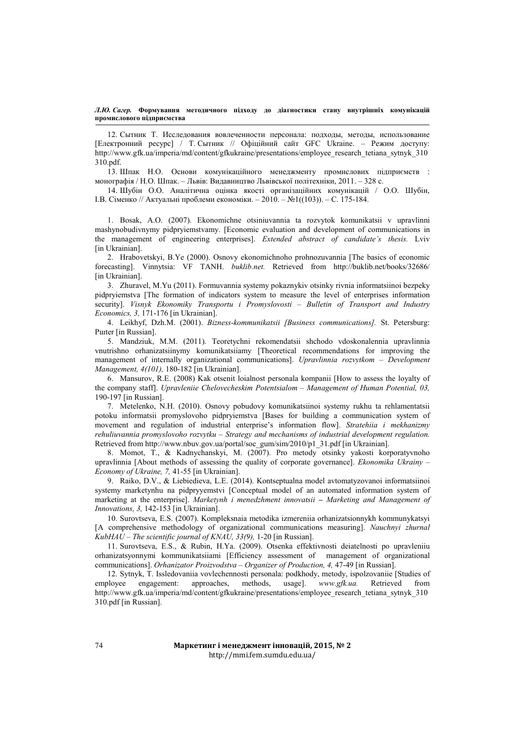12. Сытник Т. Исследования вовлеченности персонала: подходы, методы, использование [Електронний ресурс] / Т. Сытник // Офіційний сайт GFC Ukraine. – Режим доступу: http://www.gfk.ua/imperia/md/content/gfkukraine/presentations/employee_research_tetiana_sytnyk_310310.pdf.

13. Шпак Н.О. Основи комунікаційного менеджменту промислових підприємств : монографія / Н.О. Шпак. – Львів: Видавництво Львівської політехніки, 2011. – 328 с.

14. Шубін О.О. Аналітична оцінка якості організаційних комунікацій / О.О. Шубін, І.В. Сіменко // Актуальні проблеми економіки. – 2010. – №1((103)). – С. 175-184.

1. Bosak, A.O. (2007). Ekonomichne otsiniuvannia ta rozvytok komunikatsii v upravlinni mashynobudivnymy pidpryiemstvamy. [Economic evaluation and development of communications in the management of engineering enterprises]. *Extended abstract of candidate's thesis.* Lviv [in Ukrainian].

2. Hrabovetskyi, B.Ye (2000). Osnovy ekonomichnoho prohnozuvannia [The basics of economic forecasting]. Vinnytsia: VF TANH. *buklib.net.* Retrieved from http://buklib.net/books/32686/ [in Ukrainian].

3. Zhuravel, M.Yu (2011). Formuvannia systemy pokaznykiv otsinky rivnia informatsiinoi bezpeky pidpryiemstva [The formation of indicators system to measure the level of enterprises information security]. *Visnyk Ekonomiky Transportu i Promyslovosti – Bulletin of Transport and Industry Economics, 3,* 171-176 [in Ukrainian].

4. Leikhyf, Dzh.M. (2001). *Bizness-kommunikatsii [Business communications].* St. Petersburg: Pшter [in Russian].

5. Mandziuk, M.M. (2011). Teoretychni rekomendatsii shchodo vdoskonalennia upravlinnia vnutrishno orhanizatsiinymy komunikatsiiamy [Theoretical recommendations for improving the management of internally organizational communications]. *Upravlinnia rozvytkom – Development Management, 4(101),* 180-182 [in Ukrainian].

6. Mansurov, R.E. (2008) Kak otsenit loialnost personala kompanii [How to assess the loyalty of the company staff]. *Upravleniie Chelovecheskim Potentsialom – Management of Human Potential, 03,* 190-197 [in Russian].

7. Metelenko, N.H. (2010). Osnovy pobudovy komunikatsiinoi systemy rukhu ta rehlamentatsii potoku informatsii promyslovoho pidpryiemstva [Bases for building a communication system of movement and regulation of industrial enterprise's information flow]. *Stratehiia i mekhanizmy rehuliuvannia promyslovoho rozvytku – Strategy and mechanisms of industrial development regulation.* Retrieved from http://www.nbuv.gov.ua/portal/soc_gum/sim/2010/p1_31.pdf [in Ukrainian].

8. Momot, T., & Kadnychanskyi, M. (2007). Pro metody otsinky yakosti korporatyvnoho upravlinnia [About methods of assessing the quality of corporate governance]. *Ekonomika Ukrainy – Economy of Ukraine, 7,* 41-55 [in Ukrainian].

9. Raiko, D.V., & Liebiedieva, L.E. (2014). Kontseptualna model avtomatyzovanoi informatsiinoi systemy marketynhu na pidpryyemstvi [Conceptual model of an automated information system of marketing at the enterprise]. *Marketynh i menedzhment innovatsii – Marketing and Management of Innovations, 3,* 142-153 [in Ukrainian].

10. Surovtseva, E.S. (2007). Kompleksnaia metodika izmereniia orhanizatsionnykh kommunykatsii [A comprehensive methodology of organizational communications measuring]. *Nauchnyi zhurnal KubHAU – The scientific journal of KNAU, 33(9),* 1-20 [in Russian].

11. Surovtseva, E.S., & Rubin, H.Ya. (2009). Otsenka effektivnosti deiatelnosti po upravleniiu orhanizatsyonnymi kommunikatsiiami [Efficiency assessment of management of organizational communications]. *Orhanizator Proizvodstva – Organizer of Production, 4,* 47-49 [in Russian].

12. Sytnyk, T. Issledovaniia vovlechennosti personala: podkhody, metody, ispolzovaniie [Studies of employee engagement: approaches, methods, usage]. *www.gfk.ua.* Retrieved from http://www.gfk.ua/imperia/md/content/gfkukraine/presentations/employee_research_tetiana_sytnyk_310310.pdf [in Russian].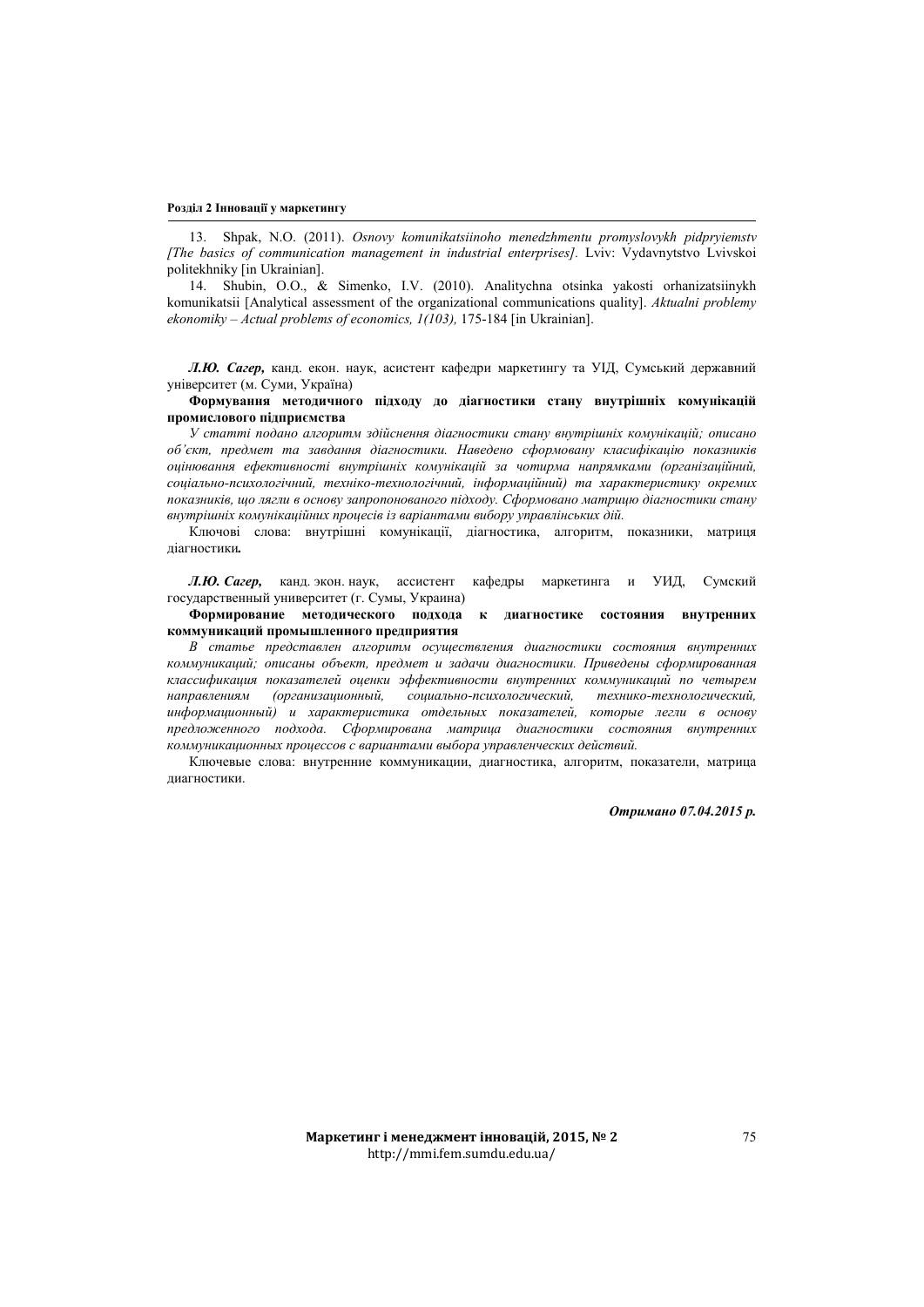13. Shpak, N.O. (2011). *Osnovy komunikatsiinoho menedzhmentu promyslovykh pidpryiemstv [The basics of communication management in industrial enterprises]*. Lviv: Vydavnytstvo Lvivskoi politekhniky [in Ukrainian].

14. Shubin, O.O., & Simenko, I.V. (2010). Analitychna otsinka yakosti orhanizatsiinykh komunikatsii [Analytical assessment of the organizational communications quality]. *Aktualni problemy ekonomiky – Actual problems of economics, 1(103),* 175-184 [in Ukrainian].

***Л.Ю. Сагер,*** канд. екон. наук, асистент кафедри маркетингу та УІД, Сумський державний університет (м. Суми, Україна)

**Формування методичного підходу до діагностики стану внутрішніх комунікацій промислового підприємства**

*У статті подано алгоритм здійснення діагностики стану внутрішніх комунікацій; описано об'єкт, предмет та завдання діагностики. Наведено сформовану класифікацію показників оцінювання ефективності внутрішніх комунікацій за чотирма напрямками (організаційний, соціально-психологічний, техніко-технологічний, інформаційний) та характеристику окремих показників, що лягли в основу запропонованого підходу. Сформовано матрицю діагностики стану внутрішніх комунікаційних процесів із варіантами вибору управлінських дій.*

Ключові слова: внутрішні комунікації, діагностика, алгоритм, показники, матриця діагностики**.**

***Л.Ю. Сагер,*** канд. экон. наук, ассистент кафедры маркетинга и УИД, Сумский государственный университет (г. Сумы, Украина)

**Формирование методического подхода к диагностике состояния внутренних коммуникаций промышленного предприятия**

*В статье представлен алгоритм осуществления диагностики состояния внутренних коммуникаций; описаны объект, предмет и задачи диагностики. Приведены сформированная классификация показателей оценки эффективности внутренних коммуникаций по четырем направлениям (организационный, социально-психологический, технико-технологический, информационный) и характеристика отдельных показателей, которые легли в основу предложенного подхода. Сформирована матрица диагностики состояния внутренних коммуникационных процессов с вариантами выбора управленческих действий.*

Ключевые слова: внутренние коммуникации, диагностика, алгоритм, показатели, матрица диагностики.

***Отримано 07.04.2015 р.***